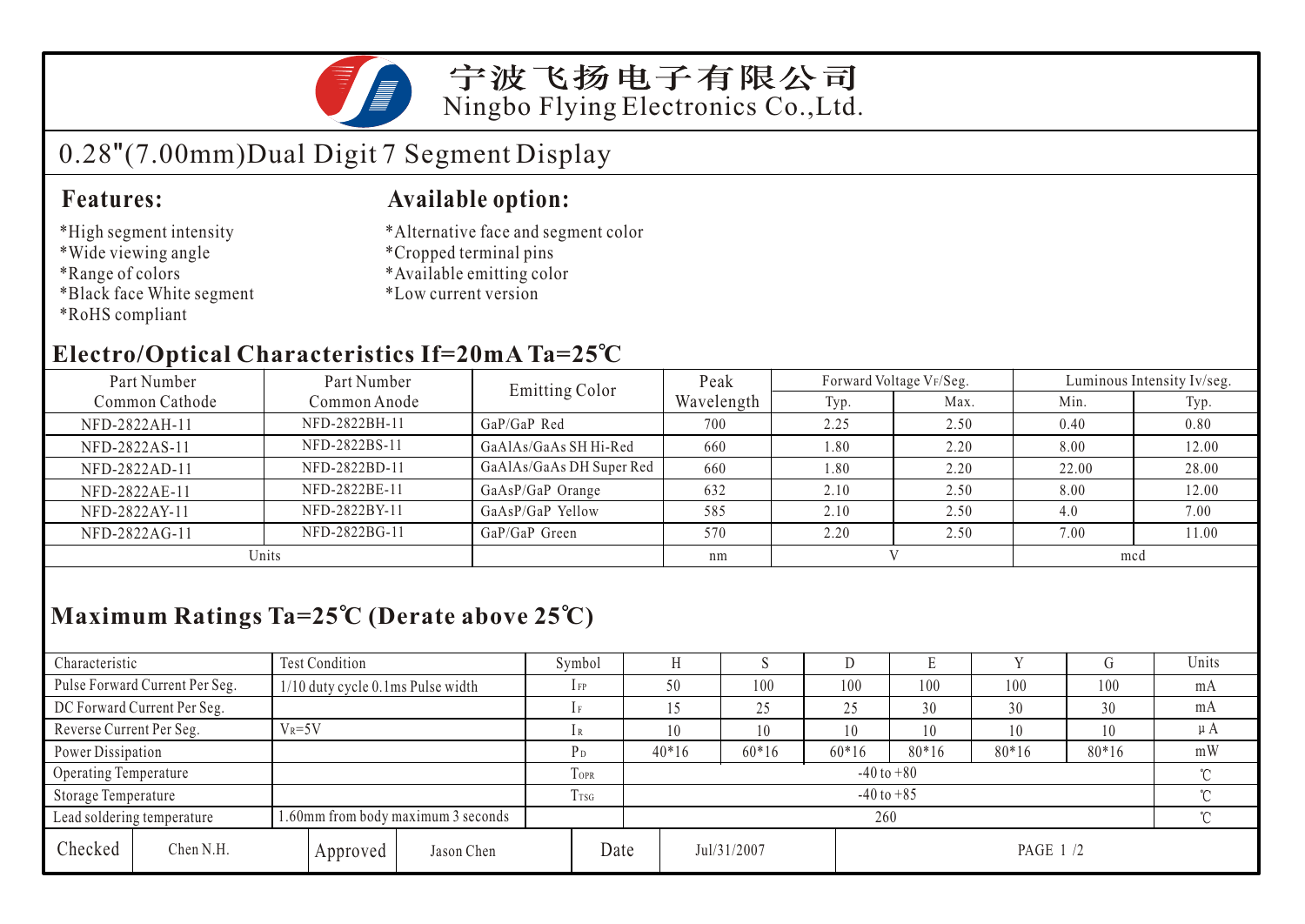# 宁波飞扬电子有限公司
Ningbo Flying Electronics Co.,Ltd.

## 0.28"(7.00mm)Dual Digit 7 Segment Display

### Features:

*High segment intensity
*Wide viewing angle
*Range of colors
*Black face White segment
*RoHS compliant

### Available option:

*Alternative face and segment color
*Cropped terminal pins
*Available emitting color
*Low current version

### Electro/Optical Characteristics If=20mA Ta=25℃

| Part Number Common Cathode | Part Number Common Anode | Emitting Color | Peak Wavelength | Forward Voltage $V_F$/Seg. | | Luminous Intensity Iv/seg. | |
|---|---|---|---|---|---|---|---|
| | | | | Typ. | Max. | Min. | Typ. |
| NFD-2822AH-11 | NFD-2822BH-11 | GaP/GaP Red | 700 | 2.25 | 2.50 | 0.40 | 0.80 |
| NFD-2822AS-11 | NFD-2822BS-11 | GaAlAs/GaAs SH Hi-Red | 660 | 1.80 | 2.20 | 8.00 | 12.00 |
| NFD-2822AD-11 | NFD-2822BD-11 | GaAlAs/GaAs DH Super Red | 660 | 1.80 | 2.20 | 22.00 | 28.00 |
| NFD-2822AE-11 | NFD-2822BE-11 | GaAsP/GaP Orange | 632 | 2.10 | 2.50 | 8.00 | 12.00 |
| NFD-2822AY-11 | NFD-2822BY-11 | GaAsP/GaP Yellow | 585 | 2.10 | 2.50 | 4.0 | 7.00 |
| NFD-2822AG-11 | NFD-2822BG-11 | GaP/GaP Green | 570 | 2.20 | 2.50 | 7.00 | 11.00 |
| Units | | | nm | V | | mcd | |

### Maximum Ratings Ta=25℃ (Derate above 25℃)

| Characteristic | Test Condition | Symbol | H | S | D | E | Y | G | Units |
|---|---|---|---|---|---|---|---|---|---|
| Pulse Forward Current Per Seg. | 1/10 duty cycle 0.1ms Pulse width | $I_{FP}$ | 50 | 100 | 100 | 100 | 100 | 100 | mA |
| DC Forward Current Per Seg. | | $I_F$ | 15 | 25 | 25 | 30 | 30 | 30 | mA |
| Reverse Current Per Seg. | $V_R$=5V | $I_R$ | 10 | 10 | 10 | 10 | 10 | 10 | μA |
| Power Dissipation | | $P_D$ | 40*16 | 60*16 | 60*16 | 80*16 | 80*16 | 80*16 | mW |
| Operating Temperature | | $T_{OPR}$ | -40 to +80 | | | | | | ℃ |
| Storage Temperature | | $T_{TSG}$ | -40 to +85 | | | | | | ℃ |
| Lead soldering temperature | 1.60mm from body maximum 3 seconds | | 260 | | | | | | ℃ |

| Checked | Chen N.H. | Approved | Jason Chen | Date | Jul/31/2007 |
|---|---|---|---|---|---|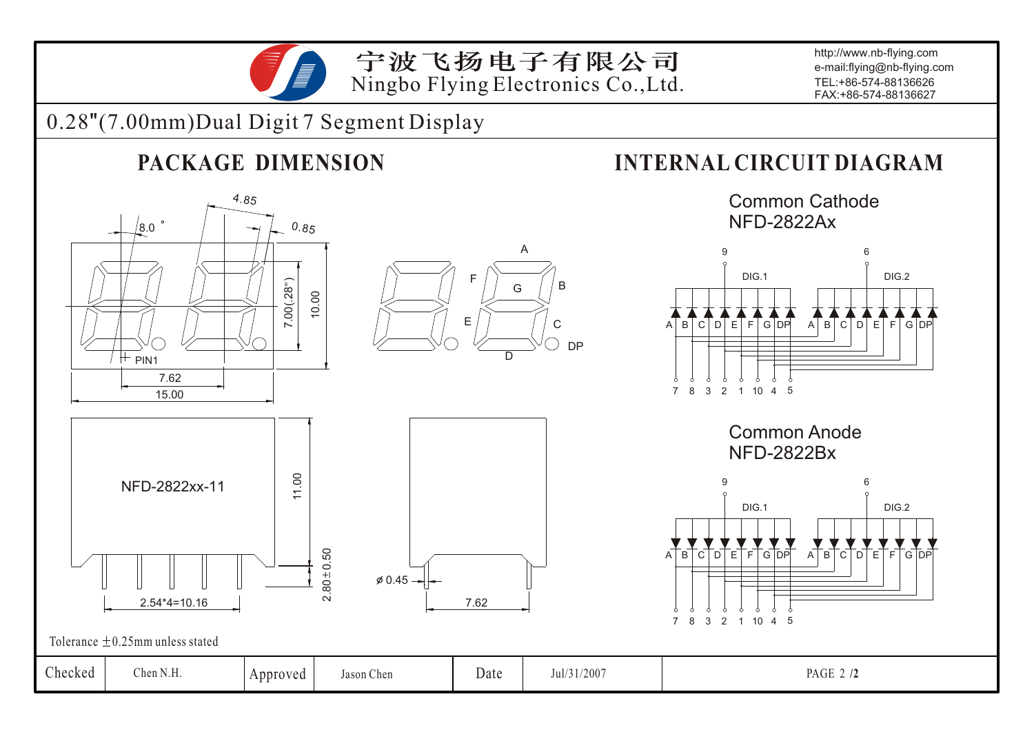宁波飞扬电子有限公司
Ningbo Flying Electronics Co.,Ltd.

http://www.nb-flying.com
e-mail:flying@nb-flying.com
TEL:+86-574-88136626
FAX:+86-574-88136627

# 0.28"(7.00mm)Dual Digit 7 Segment Display

## PACKAGE DIMENSION

4.85
8.0 °
0.85
7.00(.28")
10.00
PIN1
7.62
15.00
A
F
G
B
E
C
D
DP
NFD-2822xx-11
11.00
2.80±0.50
2.54*4=10.16
ø 0.45
7.62

Tolerance ±0.25mm unless stated

## INTERNAL CIRCUIT DIAGRAM

### Common Cathode
NFD-2822Ax

9
6
DIG.1
DIG.2
A B C D E F G DP A B C D E F G DP
7 8 3 2 1 10 4 5

### Common Anode
NFD-2822Bx

9
6
DIG.1
DIG.2
A B C D E F G DP A B C D E F G DP
7 8 3 2 1 10 4 5

| Checked | Chen N.H. | Approved | Jason Chen | Date | Jul/31/2007 | PAGE 2 /2 |
|---|---|---|---|---|---|---|